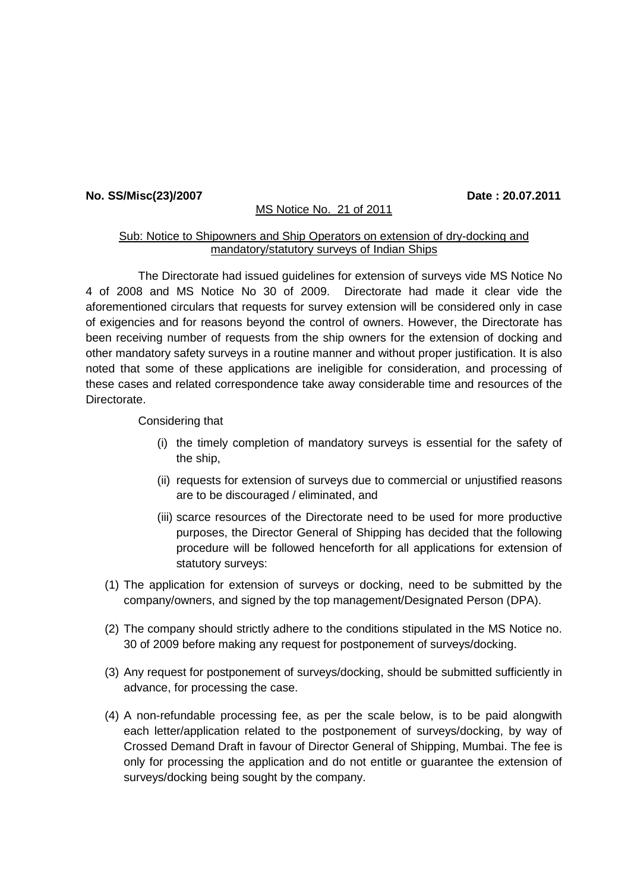**No. SS/Misc(23)/2007** **Date : 20.07.2011**

MS Notice No. 21 of 2011

Sub: Notice to Shipowners and Ship Operators on extension of dry-docking and mandatory/statutory surveys of Indian Ships

The Directorate had issued guidelines for extension of surveys vide MS Notice No 4 of 2008 and MS Notice No 30 of 2009. Directorate had made it clear vide the aforementioned circulars that requests for survey extension will be considered only in case of exigencies and for reasons beyond the control of owners. However, the Directorate has been receiving number of requests from the ship owners for the extension of docking and other mandatory safety surveys in a routine manner and without proper justification. It is also noted that some of these applications are ineligible for consideration, and processing of these cases and related correspondence take away considerable time and resources of the Directorate.

Considering that

(i) the timely completion of mandatory surveys is essential for the safety of the ship,

(ii) requests for extension of surveys due to commercial or unjustified reasons are to be discouraged / eliminated, and

(iii) scarce resources of the Directorate need to be used for more productive purposes, the Director General of Shipping has decided that the following procedure will be followed henceforth for all applications for extension of statutory surveys:

(1) The application for extension of surveys or docking, need to be submitted by the company/owners, and signed by the top management/Designated Person (DPA).

(2) The company should strictly adhere to the conditions stipulated in the MS Notice no. 30 of 2009 before making any request for postponement of surveys/docking.

(3) Any request for postponement of surveys/docking, should be submitted sufficiently in advance, for processing the case.

(4) A non-refundable processing fee, as per the scale below, is to be paid alongwith each letter/application related to the postponement of surveys/docking, by way of Crossed Demand Draft in favour of Director General of Shipping, Mumbai. The fee is only for processing the application and do not entitle or guarantee the extension of surveys/docking being sought by the company.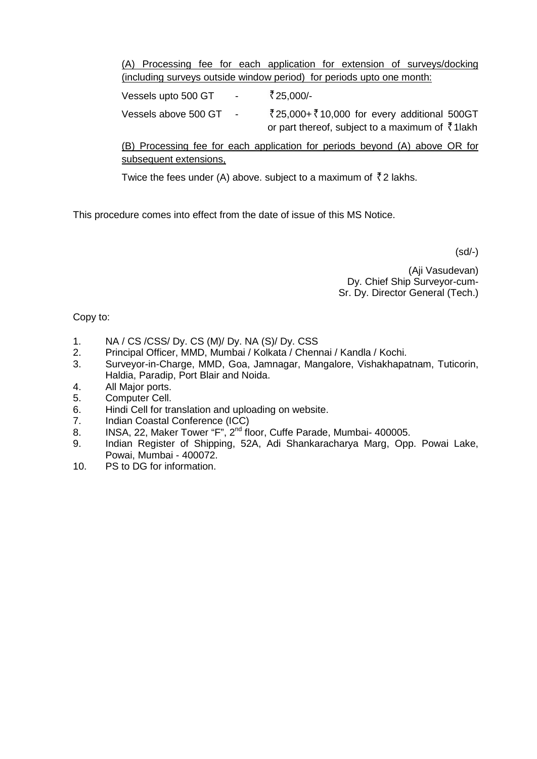<u>(A) Processing fee for each application for extension of surveys/docking (including surveys outside window period) for periods upto one month:</u>

| | | |
|---|---|---|
| Vessels upto 500 GT | - | ₹25,000/- |
| Vessels above 500 GT | - | ₹25,000+₹10,000 for every additional 500GT or part thereof, subject to a maximum of ₹1lakh |

<u>(B) Processing fee for each application for periods beyond (A) above OR for subsequent extensions,</u>

Twice the fees under (A) above. subject to a maximum of ₹2 lakhs.

This procedure comes into effect from the date of issue of this MS Notice.

(sd/-)

(Aji Vasudevan)
Dy. Chief Ship Surveyor-cum-
Sr. Dy. Director General (Tech.)

Copy to:

1. NA / CS /CSS/ Dy. CS (M)/ Dy. NA (S)/ Dy. CSS
2. Principal Officer, MMD, Mumbai / Kolkata / Chennai / Kandla / Kochi.
3. Surveyor-in-Charge, MMD, Goa, Jamnagar, Mangalore, Vishakhapatnam, Tuticorin, Haldia, Paradip, Port Blair and Noida.
4. All Major ports.
5. Computer Cell.
6. Hindi Cell for translation and uploading on website.
7. Indian Coastal Conference (ICC)
8. INSA, 22, Maker Tower "F", 2nd floor, Cuffe Parade, Mumbai- 400005.
9. Indian Register of Shipping, 52A, Adi Shankaracharya Marg, Opp. Powai Lake, Powai, Mumbai - 400072.
10. PS to DG for information.